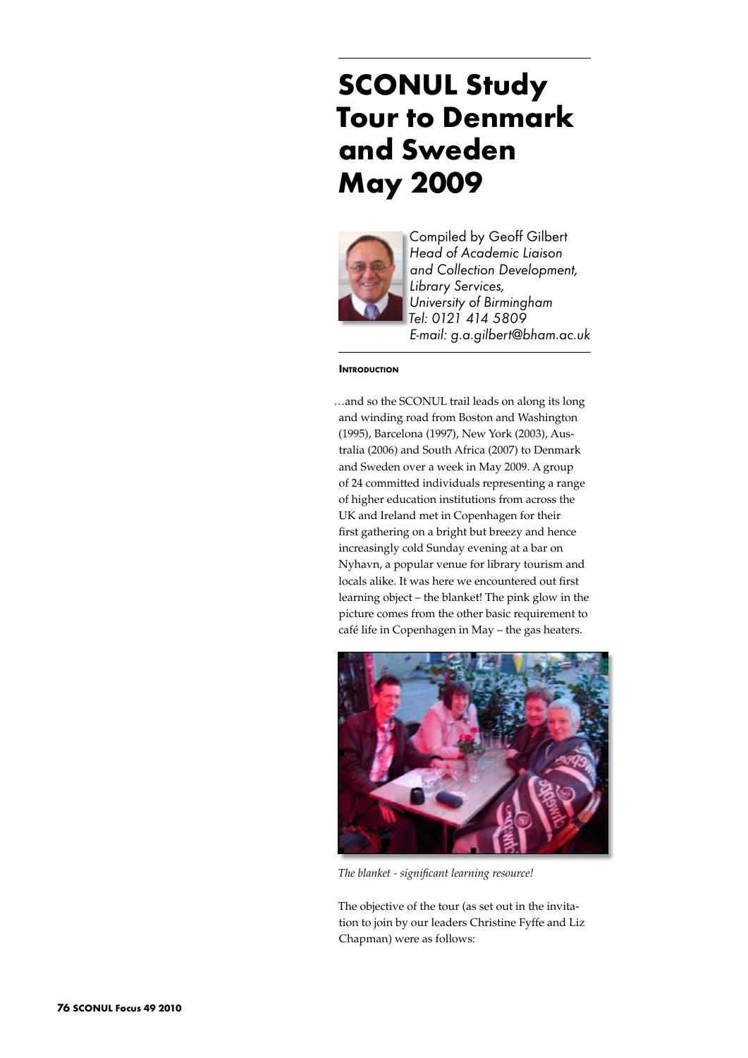# SCONUL Study Tour to Denmark and Sweden May 2009

Compiled by Geoff Gilbert
*Head of Academic Liaison and Collection Development, Library Services, University of Birmingham*
*Tel: 0121 414 5809*
*E-mail: g.a.gilbert@bham.ac.uk*

**Introduction**

…and so the SCONUL trail leads on along its long and winding road from Boston and Washington (1995), Barcelona (1997), New York (2003), Australia (2006) and South Africa (2007) to Denmark and Sweden over a week in May 2009. A group of 24 committed individuals representing a range of higher education institutions from across the UK and Ireland met in Copenhagen for their first gathering on a bright but breezy and hence increasingly cold Sunday evening at a bar on Nyhavn, a popular venue for library tourism and locals alike. It was here we encountered out first learning object – the blanket! The pink glow in the picture comes from the other basic requirement to café life in Copenhagen in May – the gas heaters.

*The blanket - significant learning resource!*

The objective of the tour (as set out in the invitation to join by our leaders Christine Fyffe and Liz Chapman) were as follows: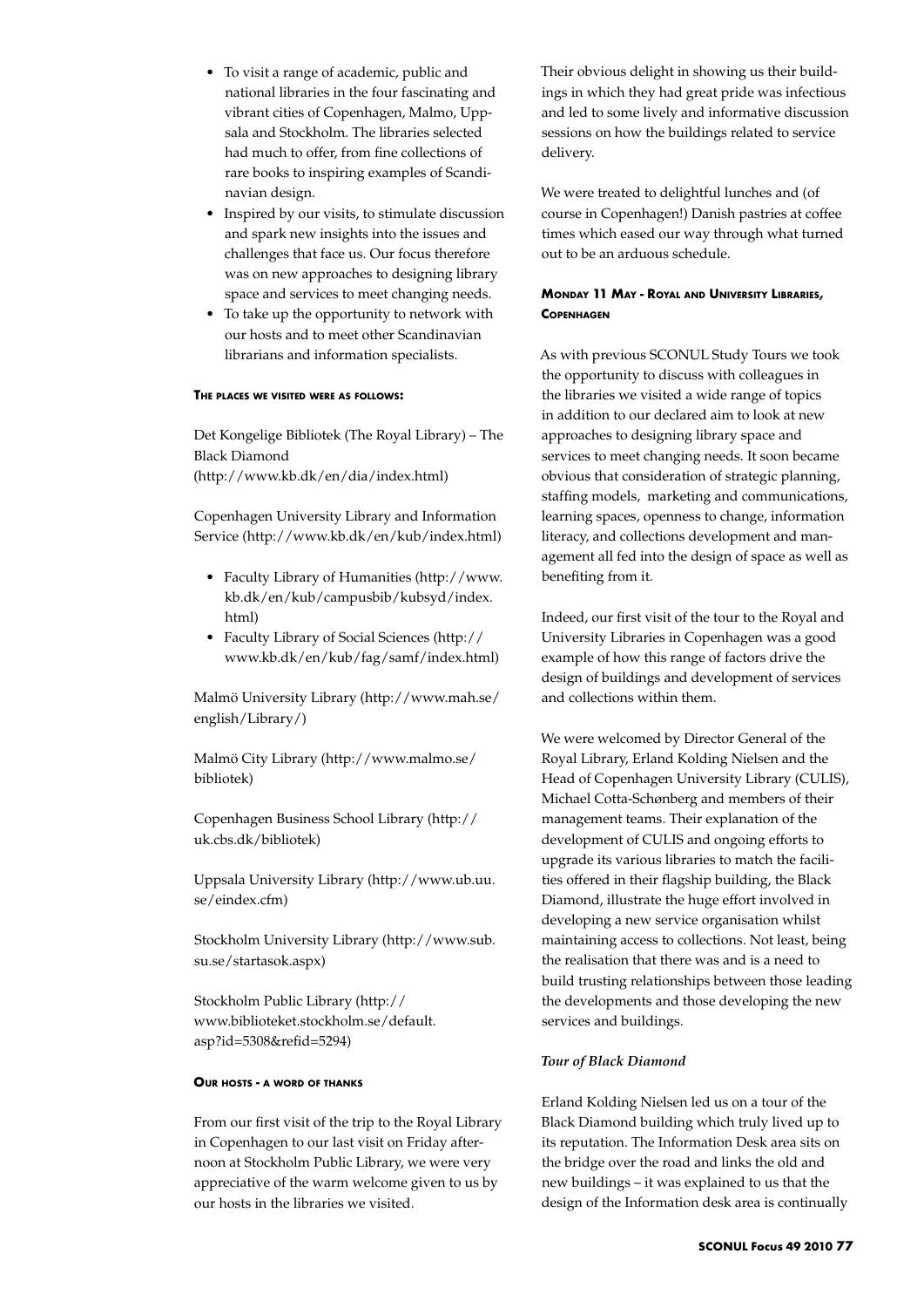- To visit a range of academic, public and national libraries in the four fascinating and vibrant cities of Copenhagen, Malmo, Uppsala and Stockholm. The libraries selected had much to offer, from fine collections of rare books to inspiring examples of Scandinavian design.
- Inspired by our visits, to stimulate discussion and spark new insights into the issues and challenges that face us. Our focus therefore was on new approaches to designing library space and services to meet changing needs.
- To take up the opportunity to network with our hosts and to meet other Scandinavian librarians and information specialists.

#### The places we visited were as follows:

Det Kongelige Bibliotek (The Royal Library) – The Black Diamond
(http://www.kb.dk/en/dia/index.html)

Copenhagen University Library and Information Service (http://www.kb.dk/en/kub/index.html)

- Faculty Library of Humanities (http://www.kb.dk/en/kub/campusbib/kubsyd/index.html)
- Faculty Library of Social Sciences (http://www.kb.dk/en/kub/fag/samf/index.html)

Malmö University Library (http://www.mah.se/english/Library/)

Malmö City Library (http://www.malmo.se/bibliotek)

Copenhagen Business School Library (http://uk.cbs.dk/bibliotek)

Uppsala University Library (http://www.ub.uu.se/eindex.cfm)

Stockholm University Library (http://www.sub.su.se/startasok.aspx)

Stockholm Public Library (http://www.biblioteket.stockholm.se/default.asp?id=5308&refid=5294)

#### Our hosts - a word of thanks

From our first visit of the trip to the Royal Library in Copenhagen to our last visit on Friday afternoon at Stockholm Public Library, we were very appreciative of the warm welcome given to us by our hosts in the libraries we visited.

Their obvious delight in showing us their buildings in which they had great pride was infectious and led to some lively and informative discussion sessions on how the buildings related to service delivery.

We were treated to delightful lunches and (of course in Copenhagen!) Danish pastries at coffee times which eased our way through what turned out to be an arduous schedule.

#### Monday 11 May - Royal and University Libraries, Copenhagen

As with previous SCONUL Study Tours we took the opportunity to discuss with colleagues in the libraries we visited a wide range of topics in addition to our declared aim to look at new approaches to designing library space and services to meet changing needs. It soon became obvious that consideration of strategic planning, staffing models, marketing and communications, learning spaces, openness to change, information literacy, and collections development and management all fed into the design of space as well as benefiting from it.

Indeed, our first visit of the tour to the Royal and University Libraries in Copenhagen was a good example of how this range of factors drive the design of buildings and development of services and collections within them.

We were welcomed by Director General of the Royal Library, Erland Kolding Nielsen and the Head of Copenhagen University Library (CULIS), Michael Cotta-Schønberg and members of their management teams. Their explanation of the development of CULIS and ongoing efforts to upgrade its various libraries to match the facilities offered in their flagship building, the Black Diamond, illustrate the huge effort involved in developing a new service organisation whilst maintaining access to collections. Not least, being the realisation that there was and is a need to build trusting relationships between those leading the developments and those developing the new services and buildings.

*Tour of Black Diamond*

Erland Kolding Nielsen led us on a tour of the Black Diamond building which truly lived up to its reputation. The Information Desk area sits on the bridge over the road and links the old and new buildings – it was explained to us that the design of the Information desk area is continually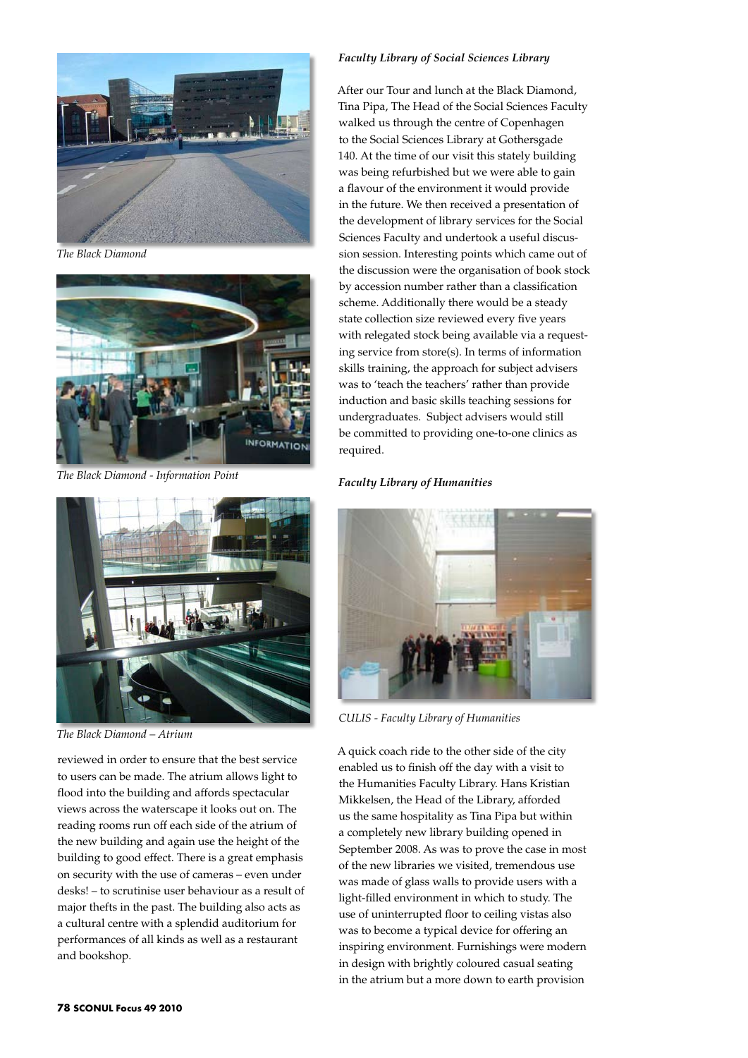The Black Diamond

The Black Diamond - Information Point

The Black Diamond – Atrium

reviewed in order to ensure that the best service to users can be made. The atrium allows light to flood into the building and affords spectacular views across the waterscape it looks out on. The reading rooms run off each side of the atrium of the new building and again use the height of the building to good effect. There is a great emphasis on security with the use of cameras – even under desks! – to scrutinise user behaviour as a result of major thefts in the past. The building also acts as a cultural centre with a splendid auditorium for performances of all kinds as well as a restaurant and bookshop.

***Faculty Library of Social Sciences Library***

After our Tour and lunch at the Black Diamond, Tina Pipa, The Head of the Social Sciences Faculty walked us through the centre of Copenhagen to the Social Sciences Library at Gothersgade 140. At the time of our visit this stately building was being refurbished but we were able to gain a flavour of the environment it would provide in the future. We then received a presentation of the development of library services for the Social Sciences Faculty and undertook a useful discussion session. Interesting points which came out of the discussion were the organisation of book stock by accession number rather than a classification scheme. Additionally there would be a steady state collection size reviewed every five years with relegated stock being available via a requesting service from store(s). In terms of information skills training, the approach for subject advisers was to 'teach the teachers' rather than provide induction and basic skills teaching sessions for undergraduates. Subject advisers would still be committed to providing one-to-one clinics as required.

***Faculty Library of Humanities***

CULIS - Faculty Library of Humanities

A quick coach ride to the other side of the city enabled us to finish off the day with a visit to the Humanities Faculty Library. Hans Kristian Mikkelsen, the Head of the Library, afforded us the same hospitality as Tina Pipa but within a completely new library building opened in September 2008. As was to prove the case in most of the new libraries we visited, tremendous use was made of glass walls to provide users with a light-filled environment in which to study. The use of uninterrupted floor to ceiling vistas also was to become a typical device for offering an inspiring environment. Furnishings were modern in design with brightly coloured casual seating in the atrium but a more down to earth provision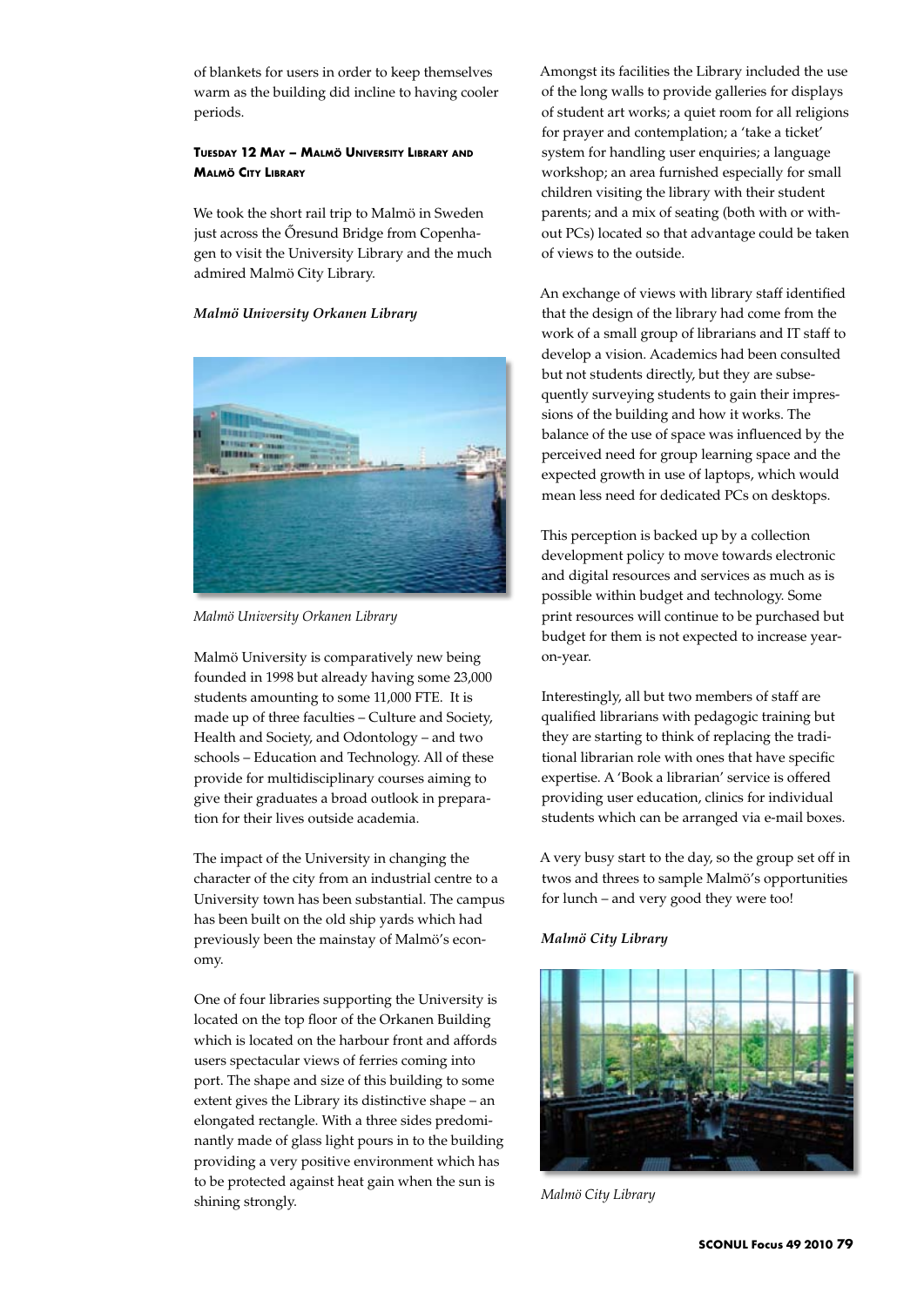of blankets for users in order to keep themselves warm as the building did incline to having cooler periods.

#### Tuesday 12 May – Malmö University Library and Malmö City Library

We took the short rail trip to Malmö in Sweden just across the Őresund Bridge from Copenhagen to visit the University Library and the much admired Malmö City Library.

***Malmö University Orkanen Library***

*Malmö University Orkanen Library*

Malmö University is comparatively new being founded in 1998 but already having some 23,000 students amounting to some 11,000 FTE. It is made up of three faculties – Culture and Society, Health and Society, and Odontology – and two schools – Education and Technology. All of these provide for multidisciplinary courses aiming to give their graduates a broad outlook in preparation for their lives outside academia.

The impact of the University in changing the character of the city from an industrial centre to a University town has been substantial. The campus has been built on the old ship yards which had previously been the mainstay of Malmö's economy.

One of four libraries supporting the University is located on the top floor of the Orkanen Building which is located on the harbour front and affords users spectacular views of ferries coming into port. The shape and size of this building to some extent gives the Library its distinctive shape – an elongated rectangle. With a three sides predominantly made of glass light pours in to the building providing a very positive environment which has to be protected against heat gain when the sun is shining strongly.

Amongst its facilities the Library included the use of the long walls to provide galleries for displays of student art works; a quiet room for all religions for prayer and contemplation; a 'take a ticket' system for handling user enquiries; a language workshop; an area furnished especially for small children visiting the library with their student parents; and a mix of seating (both with or without PCs) located so that advantage could be taken of views to the outside.

An exchange of views with library staff identified that the design of the library had come from the work of a small group of librarians and IT staff to develop a vision. Academics had been consulted but not students directly, but they are subsequently surveying students to gain their impressions of the building and how it works. The balance of the use of space was influenced by the perceived need for group learning space and the expected growth in use of laptops, which would mean less need for dedicated PCs on desktops.

This perception is backed up by a collection development policy to move towards electronic and digital resources and services as much as is possible within budget and technology. Some print resources will continue to be purchased but budget for them is not expected to increase year-on-year.

Interestingly, all but two members of staff are qualified librarians with pedagogic training but they are starting to think of replacing the traditional librarian role with ones that have specific expertise. A 'Book a librarian' service is offered providing user education, clinics for individual students which can be arranged via e-mail boxes.

A very busy start to the day, so the group set off in twos and threes to sample Malmö's opportunities for lunch – and very good they were too!

***Malmö City Library***

*Malmö City Library*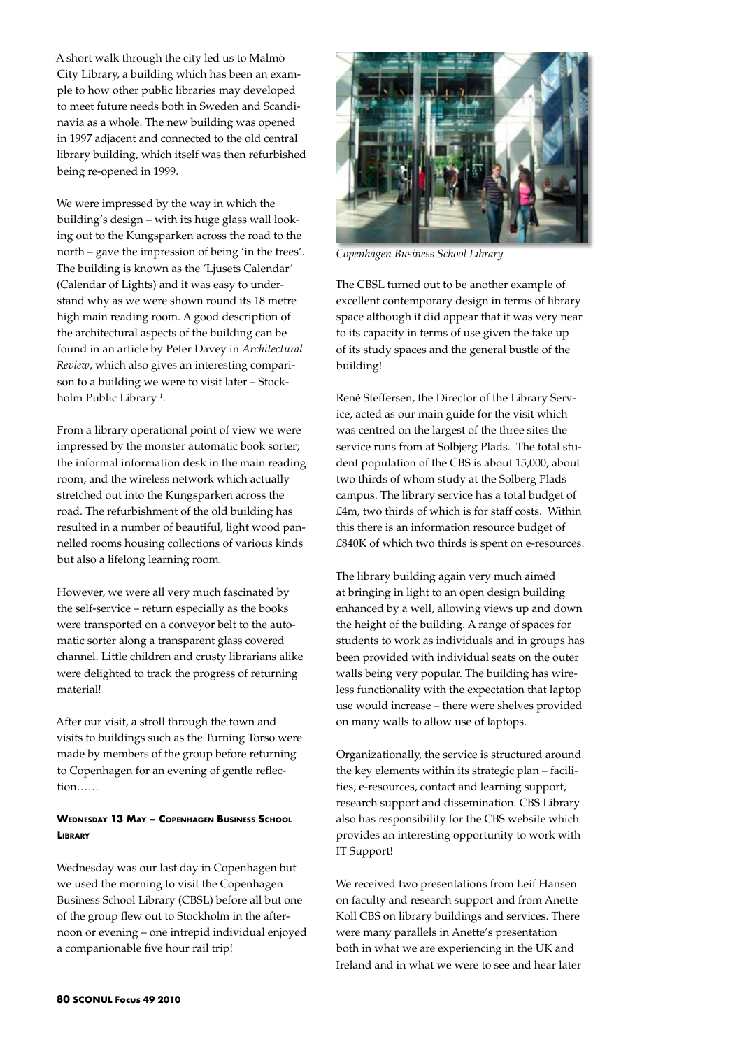A short walk through the city led us to Malmö City Library, a building which has been an example to how other public libraries may developed to meet future needs both in Sweden and Scandinavia as a whole. The new building was opened in 1997 adjacent and connected to the old central library building, which itself was then refurbished being re-opened in 1999.

We were impressed by the way in which the building's design – with its huge glass wall looking out to the Kungsparken across the road to the north – gave the impression of being 'in the trees'. The building is known as the 'Ljusets Calendar' (Calendar of Lights) and it was easy to understand why as we were shown round its 18 metre high main reading room. A good description of the architectural aspects of the building can be found in an article by Peter Davey in *Architectural Review*, which also gives an interesting comparison to a building we were to visit later – Stockholm Public Library [1].

From a library operational point of view we were impressed by the monster automatic book sorter; the informal information desk in the main reading room; and the wireless network which actually stretched out into the Kungsparken across the road. The refurbishment of the old building has resulted in a number of beautiful, light wood pannelled rooms housing collections of various kinds but also a lifelong learning room.

However, we were all very much fascinated by the self-service – return especially as the books were transported on a conveyor belt to the automatic sorter along a transparent glass covered channel. Little children and crusty librarians alike were delighted to track the progress of returning material!

After our visit, a stroll through the town and visits to buildings such as the Turning Torso were made by members of the group before returning to Copenhagen for an evening of gentle reflection……

#### Wednesday 13 May – Copenhagen Business School Library

Wednesday was our last day in Copenhagen but we used the morning to visit the Copenhagen Business School Library (CBSL) before all but one of the group flew out to Stockholm in the afternoon or evening – one intrepid individual enjoyed a companionable five hour rail trip!

*Copenhagen Business School Library*

The CBSL turned out to be another example of excellent contemporary design in terms of library space although it did appear that it was very near to its capacity in terms of use given the take up of its study spaces and the general bustle of the building!

René Steffersen, the Director of the Library Service, acted as our main guide for the visit which was centred on the largest of the three sites the service runs from at Solbjerg Plads. The total student population of the CBS is about 15,000, about two thirds of whom study at the Solberg Plads campus. The library service has a total budget of £4m, two thirds of which is for staff costs. Within this there is an information resource budget of £840K of which two thirds is spent on e-resources.

The library building again very much aimed at bringing in light to an open design building enhanced by a well, allowing views up and down the height of the building. A range of spaces for students to work as individuals and in groups has been provided with individual seats on the outer walls being very popular. The building has wireless functionality with the expectation that laptop use would increase – there were shelves provided on many walls to allow use of laptops.

Organizationally, the service is structured around the key elements within its strategic plan – facilities, e-resources, contact and learning support, research support and dissemination. CBS Library also has responsibility for the CBS website which provides an interesting opportunity to work with IT Support!

We received two presentations from Leif Hansen on faculty and research support and from Anette Koll CBS on library buildings and services. There were many parallels in Anette's presentation both in what we are experiencing in the UK and Ireland and in what we were to see and hear later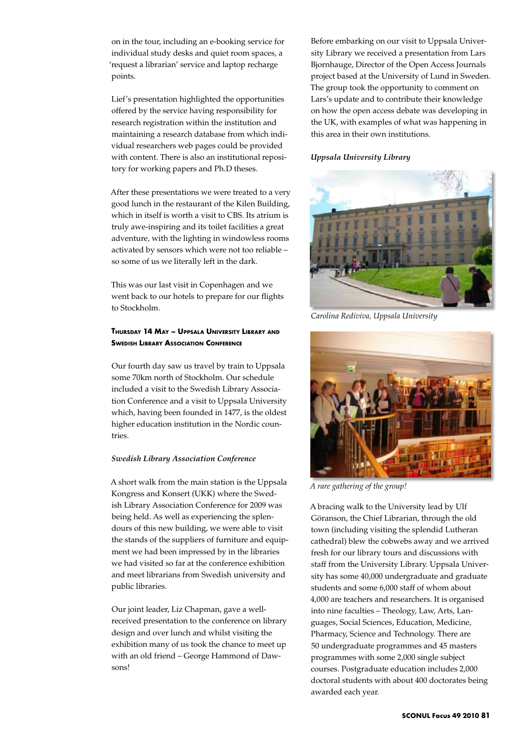on in the tour, including an e-booking service for individual study desks and quiet room spaces, a 'request a librarian' service and laptop recharge points.

Lief's presentation highlighted the opportunities offered by the service having responsibility for research registration within the institution and maintaining a research database from which individual researchers web pages could be provided with content. There is also an institutional repository for working papers and Ph.D theses.

After these presentations we were treated to a very good lunch in the restaurant of the Kilen Building, which in itself is worth a visit to CBS. Its atrium is truly awe-inspiring and its toilet facilities a great adventure, with the lighting in windowless rooms activated by sensors which were not too reliable – so some of us we literally left in the dark.

This was our last visit in Copenhagen and we went back to our hotels to prepare for our flights to Stockholm.

#### Thursday 14 May – Uppsala University Library and Swedish Library Association Conference

Our fourth day saw us travel by train to Uppsala some 70km north of Stockholm. Our schedule included a visit to the Swedish Library Association Conference and a visit to Uppsala University which, having been founded in 1477, is the oldest higher education institution in the Nordic countries.

*Swedish Library Association Conference*

A short walk from the main station is the Uppsala Kongress and Konsert (UKK) where the Swedish Library Association Conference for 2009 was being held. As well as experiencing the splendours of this new building, we were able to visit the stands of the suppliers of furniture and equipment we had been impressed by in the libraries we had visited so far at the conference exhibition and meet librarians from Swedish university and public libraries.

Our joint leader, Liz Chapman, gave a well-received presentation to the conference on library design and over lunch and whilst visiting the exhibition many of us took the chance to meet up with an old friend – George Hammond of Dawsons!

Before embarking on our visit to Uppsala University Library we received a presentation from Lars Bjornhauge, Director of the Open Access Journals project based at the University of Lund in Sweden. The group took the opportunity to comment on Lars's update and to contribute their knowledge on how the open access debate was developing in the UK, with examples of what was happening in this area in their own institutions.

*Uppsala University Library*

*Carolina Rediviva, Uppsala University*

*A rare gathering of the group!*

A bracing walk to the University lead by Ulf Göranson, the Chief Librarian, through the old town (including visiting the splendid Lutheran cathedral) blew the cobwebs away and we arrived fresh for our library tours and discussions with staff from the University Library. Uppsala University has some 40,000 undergraduate and graduate students and some 6,000 staff of whom about 4,000 are teachers and researchers. It is organised into nine faculties – Theology, Law, Arts, Languages, Social Sciences, Education, Medicine, Pharmacy, Science and Technology. There are 50 undergraduate programmes and 45 masters programmes with some 2,000 single subject courses. Postgraduate education includes 2,000 doctoral students with about 400 doctorates being awarded each year.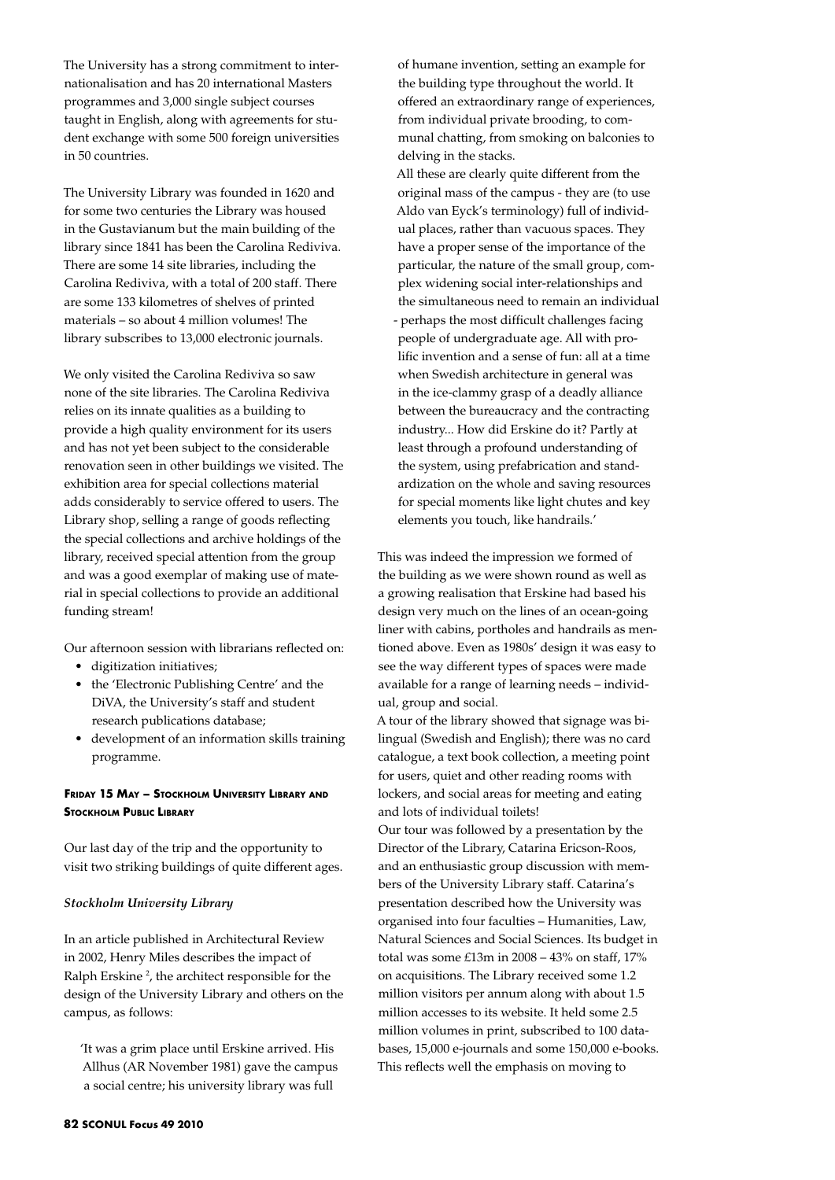The University has a strong commitment to internationalisation and has 20 international Masters programmes and 3,000 single subject courses taught in English, along with agreements for student exchange with some 500 foreign universities in 50 countries.

The University Library was founded in 1620 and for some two centuries the Library was housed in the Gustavianum but the main building of the library since 1841 has been the Carolina Rediviva. There are some 14 site libraries, including the Carolina Rediviva, with a total of 200 staff. There are some 133 kilometres of shelves of printed materials – so about 4 million volumes! The library subscribes to 13,000 electronic journals.

We only visited the Carolina Rediviva so saw none of the site libraries. The Carolina Rediviva relies on its innate qualities as a building to provide a high quality environment for its users and has not yet been subject to the considerable renovation seen in other buildings we visited. The exhibition area for special collections material adds considerably to service offered to users. The Library shop, selling a range of goods reflecting the special collections and archive holdings of the library, received special attention from the group and was a good exemplar of making use of material in special collections to provide an additional funding stream!

Our afternoon session with librarians reflected on:

- digitization initiatives;
- the 'Electronic Publishing Centre' and the DiVA, the University's staff and student research publications database;
- development of an information skills training programme.

#### Friday 15 May – Stockholm University Library and Stockholm Public Library

Our last day of the trip and the opportunity to visit two striking buildings of quite different ages.

##### *Stockholm University Library*

In an article published in Architectural Review in 2002, Henry Miles describes the impact of Ralph Erskine [2], the architect responsible for the design of the University Library and others on the campus, as follows:

> 'It was a grim place until Erskine arrived. His Allhus (AR November 1981) gave the campus a social centre; his university library was full of humane invention, setting an example for the building type throughout the world. It offered an extraordinary range of experiences, from individual private brooding, to communal chatting, from smoking on balconies to delving in the stacks.
>
> All these are clearly quite different from the original mass of the campus - they are (to use Aldo van Eyck's terminology) full of individual places, rather than vacuous spaces. They have a proper sense of the importance of the particular, the nature of the small group, complex widening social inter-relationships and the simultaneous need to remain an individual - perhaps the most difficult challenges facing people of undergraduate age. All with prolific invention and a sense of fun: all at a time when Swedish architecture in general was in the ice-clammy grasp of a deadly alliance between the bureaucracy and the contracting industry... How did Erskine do it? Partly at least through a profound understanding of the system, using prefabrication and standardization on the whole and saving resources for special moments like light chutes and key elements you touch, like handrails.'

This was indeed the impression we formed of the building as we were shown round as well as a growing realisation that Erskine had based his design very much on the lines of an ocean-going liner with cabins, portholes and handrails as mentioned above. Even as 1980s' design it was easy to see the way different types of spaces were made available for a range of learning needs – individual, group and social.

A tour of the library showed that signage was bilingual (Swedish and English); there was no card catalogue, a text book collection, a meeting point for users, quiet and other reading rooms with lockers, and social areas for meeting and eating and lots of individual toilets!

Our tour was followed by a presentation by the Director of the Library, Catarina Ericson-Roos, and an enthusiastic group discussion with members of the University Library staff. Catarina's presentation described how the University was organised into four faculties – Humanities, Law, Natural Sciences and Social Sciences. Its budget in total was some £13m in 2008 – 43% on staff, 17% on acquisitions. The Library received some 1.2 million visitors per annum along with about 1.5 million accesses to its website. It held some 2.5 million volumes in print, subscribed to 100 databases, 15,000 e-journals and some 150,000 e-books. This reflects well the emphasis on moving to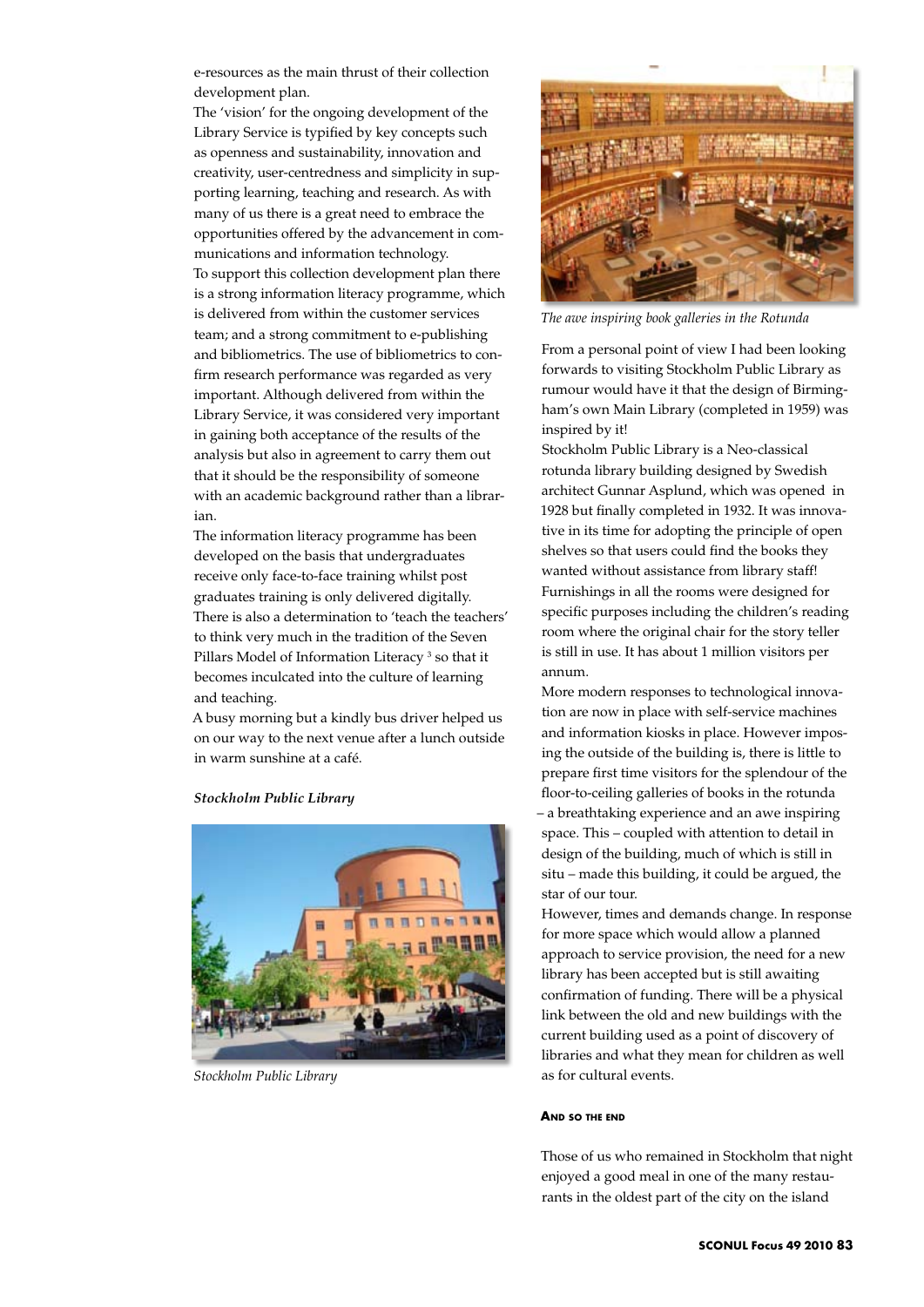e-resources as the main thrust of their collection development plan.

The 'vision' for the ongoing development of the Library Service is typified by key concepts such as openness and sustainability, innovation and creativity, user-centredness and simplicity in supporting learning, teaching and research. As with many of us there is a great need to embrace the opportunities offered by the advancement in communications and information technology.

To support this collection development plan there is a strong information literacy programme, which is delivered from within the customer services team; and a strong commitment to e-publishing and bibliometrics. The use of bibliometrics to confirm research performance was regarded as very important. Although delivered from within the Library Service, it was considered very important in gaining both acceptance of the results of the analysis but also in agreement to carry them out that it should be the responsibility of someone with an academic background rather than a librarian.

The information literacy programme has been developed on the basis that undergraduates receive only face-to-face training whilst post graduates training is only delivered digitally. There is also a determination to 'teach the teachers' to think very much in the tradition of the Seven Pillars Model of Information Literacy [3] so that it becomes inculcated into the culture of learning and teaching.

A busy morning but a kindly bus driver helped us on our way to the next venue after a lunch outside in warm sunshine at a café.

***Stockholm Public Library***

*Stockholm Public Library*

*The awe inspiring book galleries in the Rotunda*

From a personal point of view I had been looking forwards to visiting Stockholm Public Library as rumour would have it that the design of Birmingham's own Main Library (completed in 1959) was inspired by it!

Stockholm Public Library is a Neo-classical rotunda library building designed by Swedish architect Gunnar Asplund, which was opened in 1928 but finally completed in 1932. It was innovative in its time for adopting the principle of open shelves so that users could find the books they wanted without assistance from library staff! Furnishings in all the rooms were designed for specific purposes including the children's reading room where the original chair for the story teller is still in use. It has about 1 million visitors per annum.

More modern responses to technological innovation are now in place with self-service machines and information kiosks in place. However imposing the outside of the building is, there is little to prepare first time visitors for the splendour of the floor-to-ceiling galleries of books in the rotunda – a breathtaking experience and an awe inspiring space. This – coupled with attention to detail in design of the building, much of which is still in situ – made this building, it could be argued, the star of our tour.

However, times and demands change. In response for more space which would allow a planned approach to service provision, the need for a new library has been accepted but is still awaiting confirmation of funding. There will be a physical link between the old and new buildings with the current building used as a point of discovery of libraries and what they mean for children as well as for cultural events.

#### And so the end

Those of us who remained in Stockholm that night enjoyed a good meal in one of the many restaurants in the oldest part of the city on the island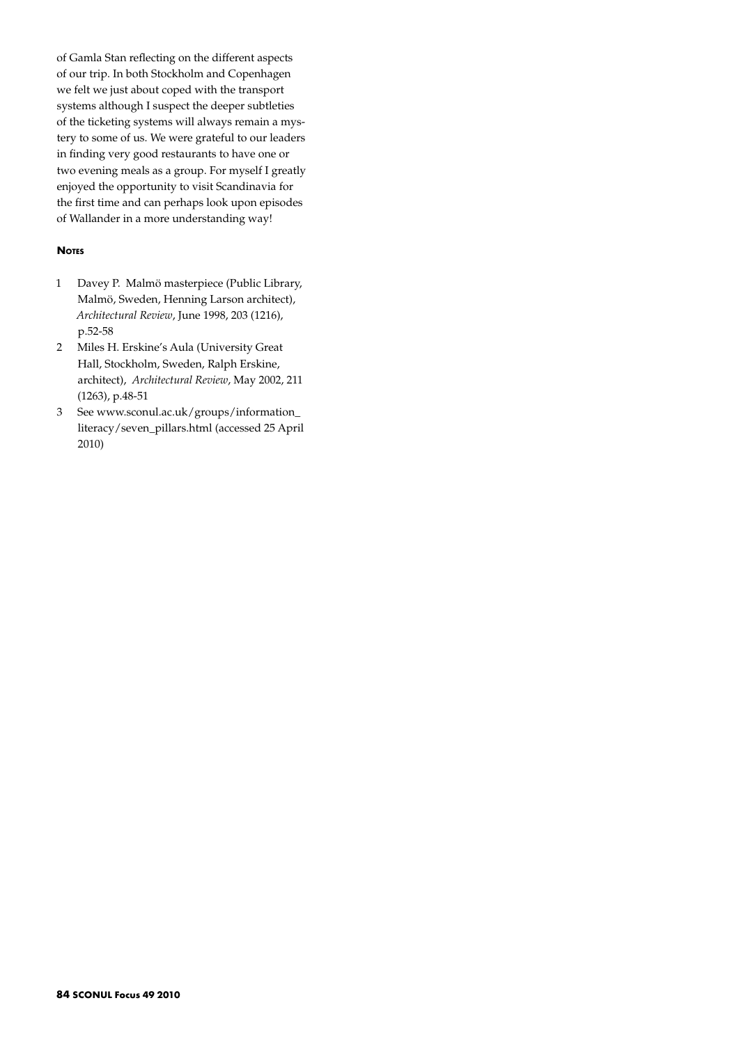of Gamla Stan reflecting on the different aspects of our trip. In both Stockholm and Copenhagen we felt we just about coped with the transport systems although I suspect the deeper subtleties of the ticketing systems will always remain a mystery to some of us. We were grateful to our leaders in finding very good restaurants to have one or two evening meals as a group. For myself I greatly enjoyed the opportunity to visit Scandinavia for the first time and can perhaps look upon episodes of Wallander in a more understanding way!

### Notes

1. Davey P. Malmö masterpiece (Public Library, Malmö, Sweden, Henning Larson architect), *Architectural Review*, June 1998, 203 (1216), p.52-58
2. Miles H. Erskine's Aula (University Great Hall, Stockholm, Sweden, Ralph Erskine, architect), *Architectural Review*, May 2002, 211 (1263), p.48-51
3. See www.sconul.ac.uk/groups/information_literacy/seven_pillars.html (accessed 25 April 2010)